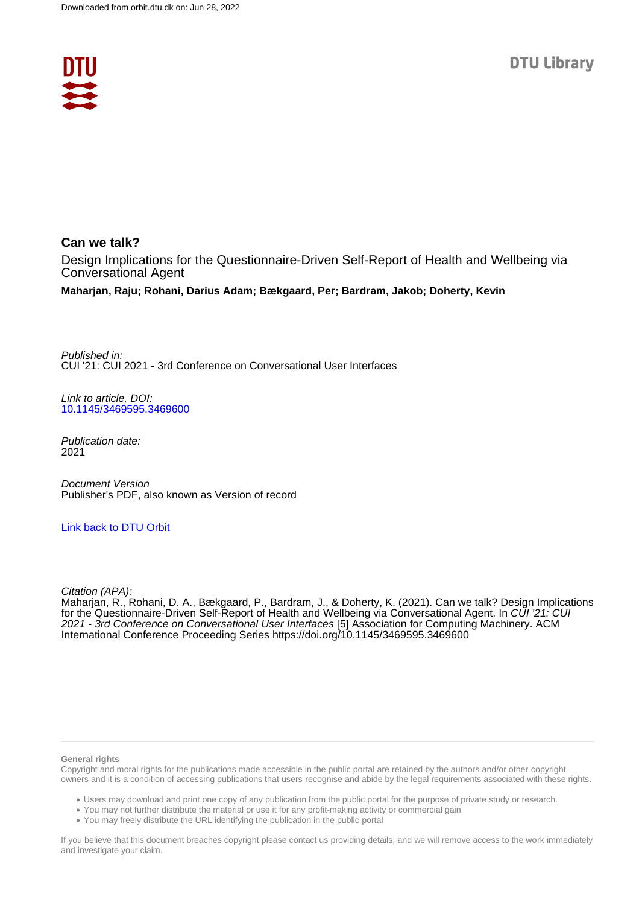# Can we talk?

Design Implications for the Questionnaire-Driven Self-Report of Health and Wellbeing via Conversational Agent

**Maharjan, Raju; Rohani, Darius Adam; Bækgaard, Per; Bardram, Jakob; Doherty, Kevin**

*Published in:*
CUI '21: CUI 2021 - 3rd Conference on Conversational User Interfaces

*Link to article, DOI:*
10.1145/3469595.3469600

*Publication date:*
2021

*Document Version*
Publisher's PDF, also known as Version of record

Link back to DTU Orbit

*Citation (APA):*
Maharjan, R., Rohani, D. A., Bækgaard, P., Bardram, J., & Doherty, K. (2021). Can we talk? Design Implications for the Questionnaire-Driven Self-Report of Health and Wellbeing via Conversational Agent. In *CUI '21: CUI 2021 - 3rd Conference on Conversational User Interfaces* [5] Association for Computing Machinery. ACM International Conference Proceeding Series https://doi.org/10.1145/3469595.3469600

**General rights**

Copyright and moral rights for the publications made accessible in the public portal are retained by the authors and/or other copyright owners and it is a condition of accessing publications that users recognise and abide by the legal requirements associated with these rights.

- Users may download and print one copy of any publication from the public portal for the purpose of private study or research.
- You may not further distribute the material or use it for any profit-making activity or commercial gain
- You may freely distribute the URL identifying the publication in the public portal

If you believe that this document breaches copyright please contact us providing details, and we will remove access to the work immediately and investigate your claim.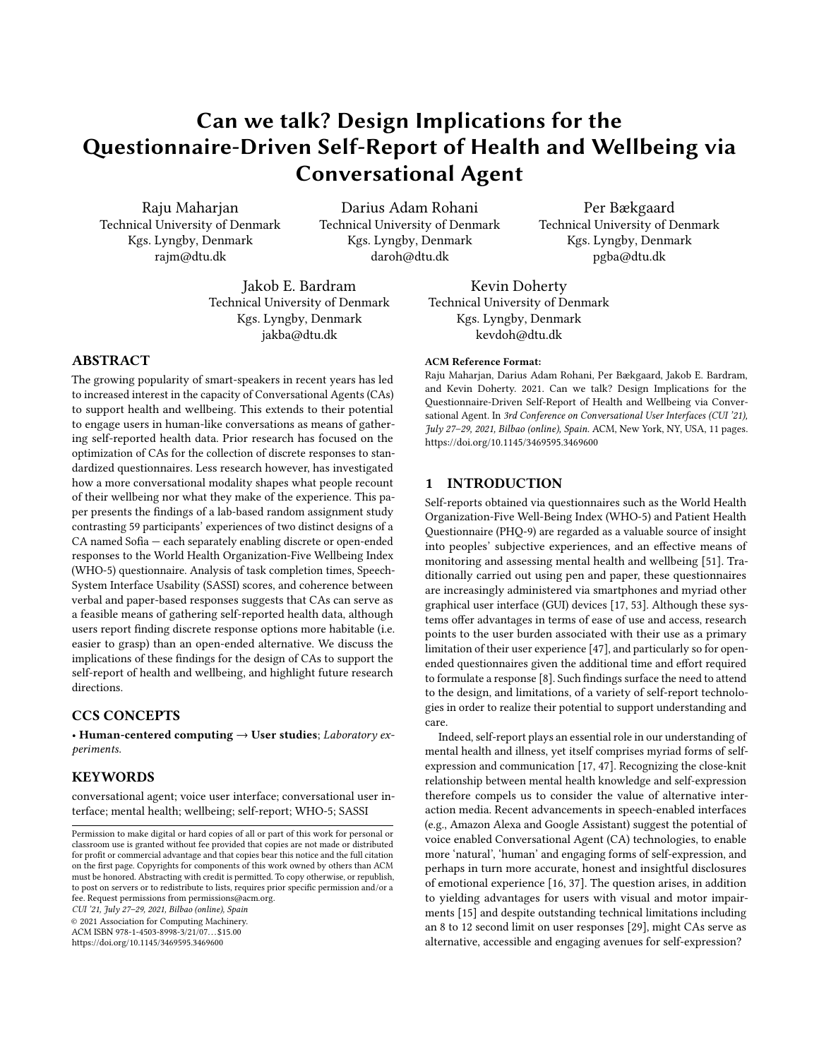# Can we talk? Design Implications for the Questionnaire-Driven Self-Report of Health and Wellbeing via Conversational Agent

Raju Maharjan
Technical University of Denmark
Kgs. Lyngby, Denmark
rajm@dtu.dk

Darius Adam Rohani
Technical University of Denmark
Kgs. Lyngby, Denmark
daroh@dtu.dk

Per Bækgaard
Technical University of Denmark
Kgs. Lyngby, Denmark
pgba@dtu.dk

Jakob E. Bardram
Technical University of Denmark
Kgs. Lyngby, Denmark
jakba@dtu.dk

Kevin Doherty
Technical University of Denmark
Kgs. Lyngby, Denmark
kevdoh@dtu.dk

## ABSTRACT

The growing popularity of smart-speakers in recent years has led to increased interest in the capacity of Conversational Agents (CAs) to support health and wellbeing. This extends to their potential to engage users in human-like conversations as means of gathering self-reported health data. Prior research has focused on the optimization of CAs for the collection of discrete responses to standardized questionnaires. Less research however, has investigated how a more conversational modality shapes what people recount of their wellbeing nor what they make of the experience. This paper presents the findings of a lab-based random assignment study contrasting 59 participants' experiences of two distinct designs of a CA named Sofia — each separately enabling discrete or open-ended responses to the World Health Organization-Five Wellbeing Index (WHO-5) questionnaire. Analysis of task completion times, Speech-System Interface Usability (SASSI) scores, and coherence between verbal and paper-based responses suggests that CAs can serve as a feasible means of gathering self-reported health data, although users report finding discrete response options more habitable (i.e. easier to grasp) than an open-ended alternative. We discuss the implications of these findings for the design of CAs to support the self-report of health and wellbeing, and highlight future research directions.

## CCS CONCEPTS

• **Human-centered computing** → **User studies**; *Laboratory experiments.*

## KEYWORDS

conversational agent; voice user interface; conversational user interface; mental health; wellbeing; self-report; WHO-5; SASSI

Permission to make digital or hard copies of all or part of this work for personal or classroom use is granted without fee provided that copies are not made or distributed for profit or commercial advantage and that copies bear this notice and the full citation on the first page. Copyrights for components of this work owned by others than ACM must be honored. Abstracting with credit is permitted. To copy otherwise, or republish, to post on servers or to redistribute to lists, requires prior specific permission and/or a fee. Request permissions from permissions@acm.org.
*CUI '21, July 27–29, 2021, Bilbao (online), Spain*
© 2021 Association for Computing Machinery.
ACM ISBN 978-1-4503-8998-3/21/07...$15.00
https://doi.org/10.1145/3469595.3469600

**ACM Reference Format:**
Raju Maharjan, Darius Adam Rohani, Per Bækgaard, Jakob E. Bardram, and Kevin Doherty. 2021. Can we talk? Design Implications for the Questionnaire-Driven Self-Report of Health and Wellbeing via Conversational Agent. In *3rd Conference on Conversational User Interfaces (CUI '21), July 27–29, 2021, Bilbao (online), Spain.* ACM, New York, NY, USA, 11 pages. https://doi.org/10.1145/3469595.3469600

## 1 INTRODUCTION

Self-reports obtained via questionnaires such as the World Health Organization-Five Well-Being Index (WHO-5) and Patient Health Questionnaire (PHQ-9) are regarded as a valuable source of insight into peoples' subjective experiences, and an effective means of monitoring and assessing mental health and wellbeing [51]. Traditionally carried out using pen and paper, these questionnaires are increasingly administered via smartphones and myriad other graphical user interface (GUI) devices [17, 53]. Although these systems offer advantages in terms of ease of use and access, research points to the user burden associated with their use as a primary limitation of their user experience [47], and particularly so for open-ended questionnaires given the additional time and effort required to formulate a response [8]. Such findings surface the need to attend to the design, and limitations, of a variety of self-report technologies in order to realize their potential to support understanding and care.

Indeed, self-report plays an essential role in our understanding of mental health and illness, yet itself comprises myriad forms of self-expression and communication [17, 47]. Recognizing the close-knit relationship between mental health knowledge and self-expression therefore compels us to consider the value of alternative interaction media. Recent advancements in speech-enabled interfaces (e.g., Amazon Alexa and Google Assistant) suggest the potential of voice enabled Conversational Agent (CA) technologies, to enable more 'natural', 'human' and engaging forms of self-expression, and perhaps in turn more accurate, honest and insightful disclosures of emotional experience [16, 37]. The question arises, in addition to yielding advantages for users with visual and motor impairments [15] and despite outstanding technical limitations including an 8 to 12 second limit on user responses [29], might CAs serve as alternative, accessible and engaging avenues for self-expression?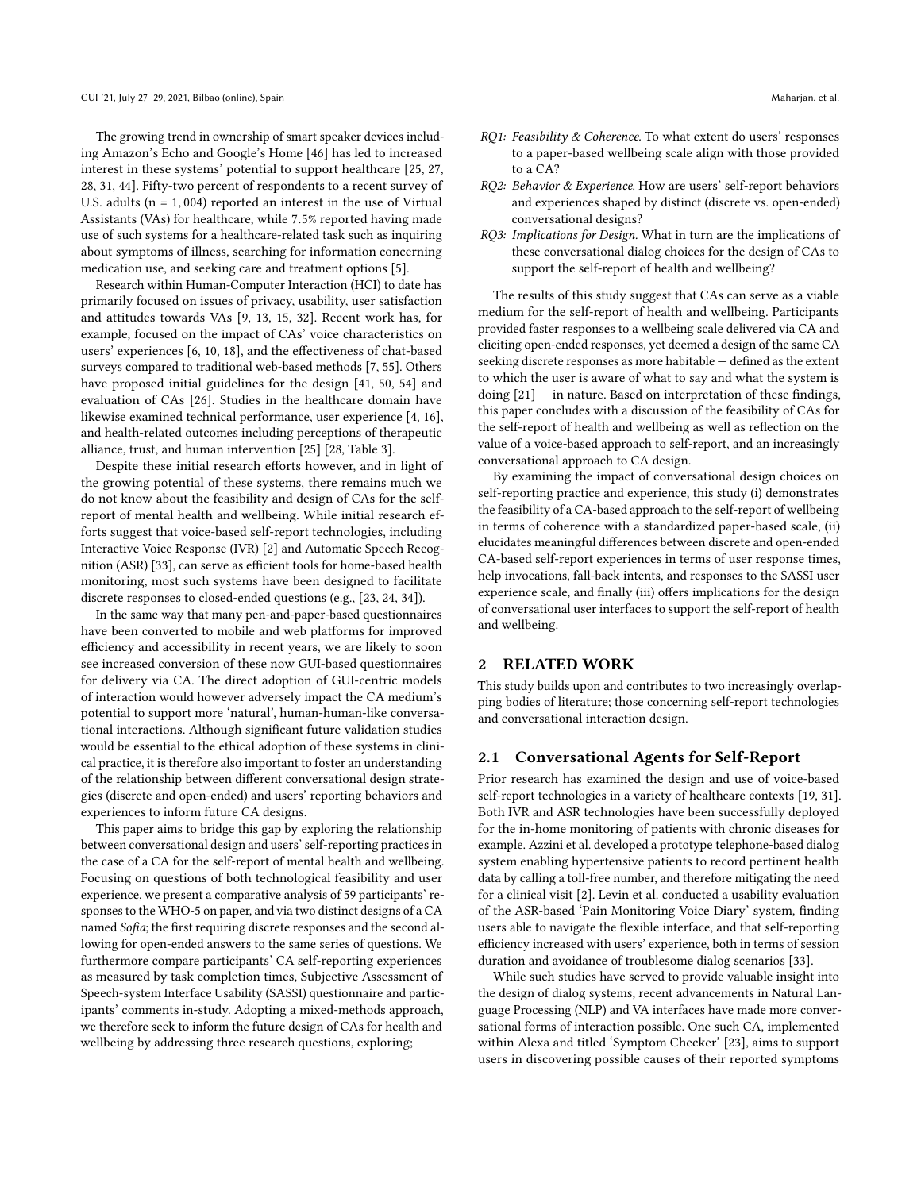The growing trend in ownership of smart speaker devices including Amazon's Echo and Google's Home [46] has led to increased interest in these systems' potential to support healthcare [25, 27, 28, 31, 44]. Fifty-two percent of respondents to a recent survey of U.S. adults ($n = 1,004$) reported an interest in the use of Virtual Assistants (VAs) for healthcare, while 7.5% reported having made use of such systems for a healthcare-related task such as inquiring about symptoms of illness, searching for information concerning medication use, and seeking care and treatment options [5].

Research within Human-Computer Interaction (HCI) to date has primarily focused on issues of privacy, usability, user satisfaction and attitudes towards VAs [9, 13, 15, 32]. Recent work has, for example, focused on the impact of CAs' voice characteristics on users' experiences [6, 10, 18], and the effectiveness of chat-based surveys compared to traditional web-based methods [7, 55]. Others have proposed initial guidelines for the design [41, 50, 54] and evaluation of CAs [26]. Studies in the healthcare domain have likewise examined technical performance, user experience [4, 16], and health-related outcomes including perceptions of therapeutic alliance, trust, and human intervention [25] [28, Table 3].

Despite these initial research efforts however, and in light of the growing potential of these systems, there remains much we do not know about the feasibility and design of CAs for the self-report of mental health and wellbeing. While initial research efforts suggest that voice-based self-report technologies, including Interactive Voice Response (IVR) [2] and Automatic Speech Recognition (ASR) [33], can serve as efficient tools for home-based health monitoring, most such systems have been designed to facilitate discrete responses to closed-ended questions (e.g., [23, 24, 34]).

In the same way that many pen-and-paper-based questionnaires have been converted to mobile and web platforms for improved efficiency and accessibility in recent years, we are likely to soon see increased conversion of these now GUI-based questionnaires for delivery via CA. The direct adoption of GUI-centric models of interaction would however adversely impact the CA medium's potential to support more 'natural', human-human-like conversational interactions. Although significant future validation studies would be essential to the ethical adoption of these systems in clinical practice, it is therefore also important to foster an understanding of the relationship between different conversational design strategies (discrete and open-ended) and users' reporting behaviors and experiences to inform future CA designs.

This paper aims to bridge this gap by exploring the relationship between conversational design and users' self-reporting practices in the case of a CA for the self-report of mental health and wellbeing. Focusing on questions of both technological feasibility and user experience, we present a comparative analysis of 59 participants' responses to the WHO-5 on paper, and via two distinct designs of a CA named *Sofia*; the first requiring discrete responses and the second allowing for open-ended answers to the same series of questions. We furthermore compare participants' CA self-reporting experiences as measured by task completion times, Subjective Assessment of Speech-system Interface Usability (SASSI) questionnaire and participants' comments in-study. Adopting a mixed-methods approach, we therefore seek to inform the future design of CAs for health and wellbeing by addressing three research questions, exploring;

- *RQ1: Feasibility & Coherence.* To what extent do users' responses to a paper-based wellbeing scale align with those provided to a CA?
- *RQ2: Behavior & Experience.* How are users' self-report behaviors and experiences shaped by distinct (discrete vs. open-ended) conversational designs?
- *RQ3: Implications for Design.* What in turn are the implications of these conversational dialog choices for the design of CAs to support the self-report of health and wellbeing?

The results of this study suggest that CAs can serve as a viable medium for the self-report of health and wellbeing. Participants provided faster responses to a wellbeing scale delivered via CA and eliciting open-ended responses, yet deemed a design of the same CA seeking discrete responses as more habitable — defined as the extent to which the user is aware of what to say and what the system is doing [21] — in nature. Based on interpretation of these findings, this paper concludes with a discussion of the feasibility of CAs for the self-report of health and wellbeing as well as reflection on the value of a voice-based approach to self-report, and an increasingly conversational approach to CA design.

By examining the impact of conversational design choices on self-reporting practice and experience, this study (i) demonstrates the feasibility of a CA-based approach to the self-report of wellbeing in terms of coherence with a standardized paper-based scale, (ii) elucidates meaningful differences between discrete and open-ended CA-based self-report experiences in terms of user response times, help invocations, fall-back intents, and responses to the SASSI user experience scale, and finally (iii) offers implications for the design of conversational user interfaces to support the self-report of health and wellbeing.

## 2 RELATED WORK

This study builds upon and contributes to two increasingly overlapping bodies of literature; those concerning self-report technologies and conversational interaction design.

### 2.1 Conversational Agents for Self-Report

Prior research has examined the design and use of voice-based self-report technologies in a variety of healthcare contexts [19, 31]. Both IVR and ASR technologies have been successfully deployed for the in-home monitoring of patients with chronic diseases for example. Azzini et al. developed a prototype telephone-based dialog system enabling hypertensive patients to record pertinent health data by calling a toll-free number, and therefore mitigating the need for a clinical visit [2]. Levin et al. conducted a usability evaluation of the ASR-based 'Pain Monitoring Voice Diary' system, finding users able to navigate the flexible interface, and that self-reporting efficiency increased with users' experience, both in terms of session duration and avoidance of troublesome dialog scenarios [33].

While such studies have served to provide valuable insight into the design of dialog systems, recent advancements in Natural Language Processing (NLP) and VA interfaces have made more conversational forms of interaction possible. One such CA, implemented within Alexa and titled 'Symptom Checker' [23], aims to support users in discovering possible causes of their reported symptoms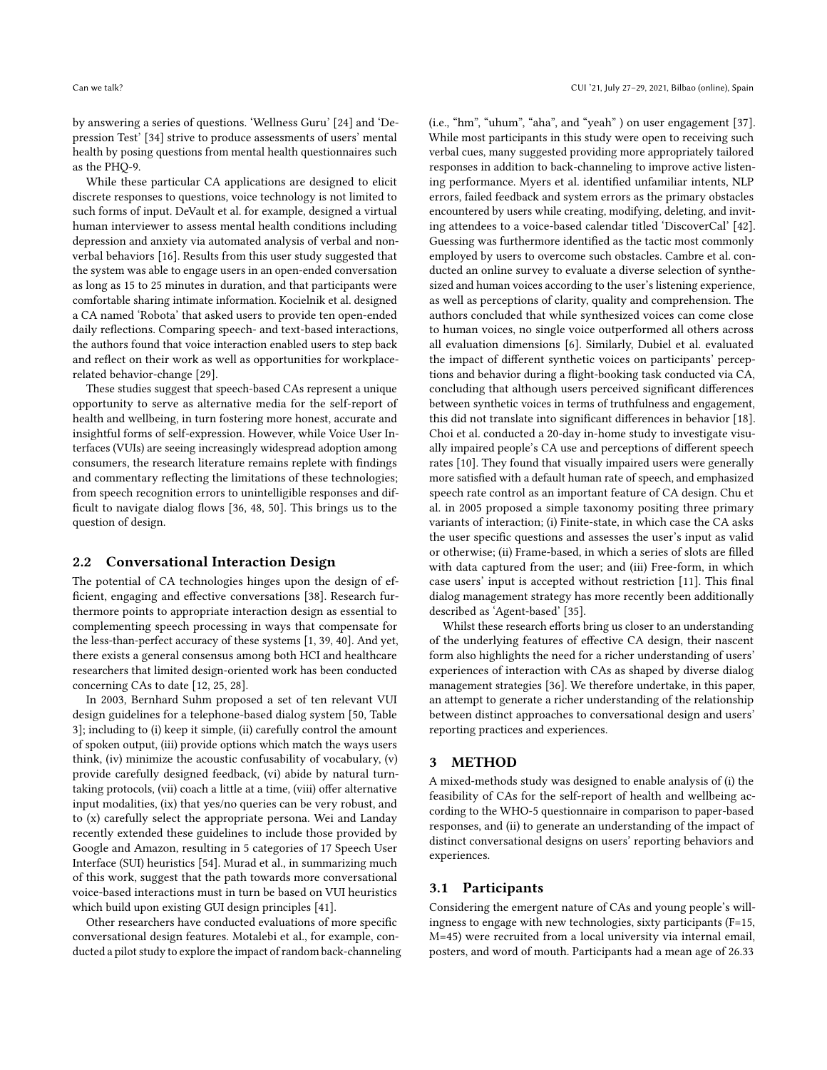by answering a series of questions. 'Wellness Guru' [24] and 'Depression Test' [34] strive to produce assessments of users' mental health by posing questions from mental health questionnaires such as the PHQ-9.

While these particular CA applications are designed to elicit discrete responses to questions, voice technology is not limited to such forms of input. DeVault et al. for example, designed a virtual human interviewer to assess mental health conditions including depression and anxiety via automated analysis of verbal and non-verbal behaviors [16]. Results from this user study suggested that the system was able to engage users in an open-ended conversation as long as 15 to 25 minutes in duration, and that participants were comfortable sharing intimate information. Kocielnik et al. designed a CA named 'Robota' that asked users to provide ten open-ended daily reflections. Comparing speech- and text-based interactions, the authors found that voice interaction enabled users to step back and reflect on their work as well as opportunities for workplace-related behavior-change [29].

These studies suggest that speech-based CAs represent a unique opportunity to serve as alternative media for the self-report of health and wellbeing, in turn fostering more honest, accurate and insightful forms of self-expression. However, while Voice User Interfaces (VUIs) are seeing increasingly widespread adoption among consumers, the research literature remains replete with findings and commentary reflecting the limitations of these technologies; from speech recognition errors to unintelligible responses and difficult to navigate dialog flows [36, 48, 50]. This brings us to the question of design.

## 2.2 Conversational Interaction Design

The potential of CA technologies hinges upon the design of efficient, engaging and effective conversations [38]. Research furthermore points to appropriate interaction design as essential to complementing speech processing in ways that compensate for the less-than-perfect accuracy of these systems [1, 39, 40]. And yet, there exists a general consensus among both HCI and healthcare researchers that limited design-oriented work has been conducted concerning CAs to date [12, 25, 28].

In 2003, Bernhard Suhm proposed a set of ten relevant VUI design guidelines for a telephone-based dialog system [50, Table 3]; including to (i) keep it simple, (ii) carefully control the amount of spoken output, (iii) provide options which match the ways users think, (iv) minimize the acoustic confusability of vocabulary, (v) provide carefully designed feedback, (vi) abide by natural turn-taking protocols, (vii) coach a little at a time, (viii) offer alternative input modalities, (ix) that yes/no queries can be very robust, and to (x) carefully select the appropriate persona. Wei and Landay recently extended these guidelines to include those provided by Google and Amazon, resulting in 5 categories of 17 Speech User Interface (SUI) heuristics [54]. Murad et al., in summarizing much of this work, suggest that the path towards more conversational voice-based interactions must in turn be based on VUI heuristics which build upon existing GUI design principles [41].

Other researchers have conducted evaluations of more specific conversational design features. Motalebi et al., for example, conducted a pilot study to explore the impact of random back-channeling (i.e., "hm", "uhum", "aha", and "yeah" ) on user engagement [37]. While most participants in this study were open to receiving such verbal cues, many suggested providing more appropriately tailored responses in addition to back-channeling to improve active listening performance. Myers et al. identified unfamiliar intents, NLP errors, failed feedback and system errors as the primary obstacles encountered by users while creating, modifying, deleting, and inviting attendees to a voice-based calendar titled 'DiscoverCal' [42]. Guessing was furthermore identified as the tactic most commonly employed by users to overcome such obstacles. Cambre et al. conducted an online survey to evaluate a diverse selection of synthesized and human voices according to the user's listening experience, as well as perceptions of clarity, quality and comprehension. The authors concluded that while synthesized voices can come close to human voices, no single voice outperformed all others across all evaluation dimensions [6]. Similarly, Dubiel et al. evaluated the impact of different synthetic voices on participants' perceptions and behavior during a flight-booking task conducted via CA, concluding that although users perceived significant differences between synthetic voices in terms of truthfulness and engagement, this did not translate into significant differences in behavior [18]. Choi et al. conducted a 20-day in-home study to investigate visually impaired people's CA use and perceptions of different speech rates [10]. They found that visually impaired users were generally more satisfied with a default human rate of speech, and emphasized speech rate control as an important feature of CA design. Chu et al. in 2005 proposed a simple taxonomy positing three primary variants of interaction; (i) Finite-state, in which case the CA asks the user specific questions and assesses the user's input as valid or otherwise; (ii) Frame-based, in which a series of slots are filled with data captured from the user; and (iii) Free-form, in which case users' input is accepted without restriction [11]. This final dialog management strategy has more recently been additionally described as 'Agent-based' [35].

Whilst these research efforts bring us closer to an understanding of the underlying features of effective CA design, their nascent form also highlights the need for a richer understanding of users' experiences of interaction with CAs as shaped by diverse dialog management strategies [36]. We therefore undertake, in this paper, an attempt to generate a richer understanding of the relationship between distinct approaches to conversational design and users' reporting practices and experiences.

# 3 METHOD

A mixed-methods study was designed to enable analysis of (i) the feasibility of CAs for the self-report of health and wellbeing according to the WHO-5 questionnaire in comparison to paper-based responses, and (ii) to generate an understanding of the impact of distinct conversational designs on users' reporting behaviors and experiences.

## 3.1 Participants

Considering the emergent nature of CAs and young people's willingness to engage with new technologies, sixty participants (F=15, M=45) were recruited from a local university via internal email, posters, and word of mouth. Participants had a mean age of 26.33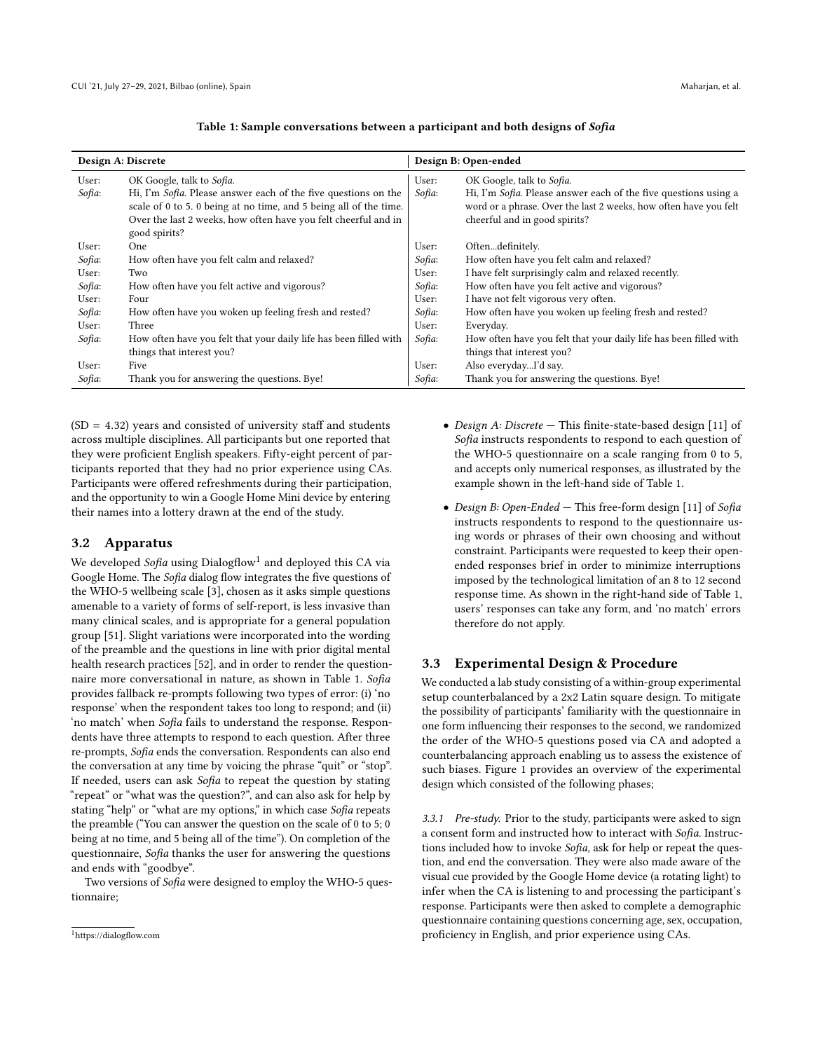**Table 1: Sample conversations between a participant and both designs of *Sofia***

| Design A: Discrete | | Design B: Open-ended | |
|---|---|---|---|
| User: | OK Google, talk to *Sofia*. | User: | OK Google, talk to *Sofia*. |
| *Sofia*: | Hi, I'm *Sofia*. Please answer each of the five questions on the scale of 0 to 5. 0 being at no time, and 5 being all of the time. Over the last 2 weeks, how often have you felt cheerful and in good spirits? | *Sofia*: | Hi, I'm *Sofia*. Please answer each of the five questions using a word or a phrase. Over the last 2 weeks, how often have you felt cheerful and in good spirits? |
| User: | One | User: | Often...definitely. |
| *Sofia*: | How often have you felt calm and relaxed? | *Sofia*: | How often have you felt calm and relaxed? |
| User: | Two | User: | I have felt surprisingly calm and relaxed recently. |
| *Sofia*: | How often have you felt active and vigorous? | *Sofia*: | How often have you felt active and vigorous? |
| User: | Four | User: | I have not felt vigorous very often. |
| *Sofia*: | How often have you woken up feeling fresh and rested? | *Sofia*: | How often have you woken up feeling fresh and rested? |
| User: | Three | User: | Everyday. |
| *Sofia*: | How often have you felt that your daily life has been filled with things that interest you? | *Sofia*: | How often have you felt that your daily life has been filled with things that interest you? |
| User: | Five | User: | Also everyday...I'd say. |
| *Sofia*: | Thank you for answering the questions. Bye! | *Sofia*: | Thank you for answering the questions. Bye! |

(SD = 4.32) years and consisted of university staff and students across multiple disciplines. All participants but one reported that they were proficient English speakers. Fifty-eight percent of participants reported that they had no prior experience using CAs. Participants were offered refreshments during their participation, and the opportunity to win a Google Home Mini device by entering their names into a lottery drawn at the end of the study.

## 3.2 Apparatus

We developed *Sofia* using Dialogflow[1] and deployed this CA via Google Home. The *Sofia* dialog flow integrates the five questions of the WHO-5 wellbeing scale [3], chosen as it asks simple questions amenable to a variety of forms of self-report, is less invasive than many clinical scales, and is appropriate for a general population group [51]. Slight variations were incorporated into the wording of the preamble and the questions in line with prior digital mental health research practices [52], and in order to render the questionnaire more conversational in nature, as shown in Table 1. *Sofia* provides fallback re-prompts following two types of error: (i) 'no response' when the respondent takes too long to respond; and (ii) 'no match' when *Sofia* fails to understand the response. Respondents have three attempts to respond to each question. After three re-prompts, *Sofia* ends the conversation. Respondents can also end the conversation at any time by voicing the phrase "quit" or "stop". If needed, users can ask *Sofia* to repeat the question by stating "repeat" or "what was the question?", and can also ask for help by stating "help" or "what are my options," in which case *Sofia* repeats the preamble ("You can answer the question on the scale of 0 to 5; 0 being at no time, and 5 being all of the time"). On completion of the questionnaire, *Sofia* thanks the user for answering the questions and ends with "goodbye".

Two versions of *Sofia* were designed to employ the WHO-5 questionnaire;

- *Design A: Discrete* — This finite-state-based design [11] of *Sofia* instructs respondents to respond to each question of the WHO-5 questionnaire on a scale ranging from 0 to 5, and accepts only numerical responses, as illustrated by the example shown in the left-hand side of Table 1.
- *Design B: Open-Ended* — This free-form design [11] of *Sofia* instructs respondents to respond to the questionnaire using words or phrases of their own choosing and without constraint. Participants were requested to keep their open-ended responses brief in order to minimize interruptions imposed by the technological limitation of an 8 to 12 second response time. As shown in the right-hand side of Table 1, users' responses can take any form, and 'no match' errors therefore do not apply.

## 3.3 Experimental Design & Procedure

We conducted a lab study consisting of a within-group experimental setup counterbalanced by a 2x2 Latin square design. To mitigate the possibility of participants' familiarity with the questionnaire in one form influencing their responses to the second, we randomized the order of the WHO-5 questions posed via CA and adopted a counterbalancing approach enabling us to assess the existence of such biases. Figure 1 provides an overview of the experimental design which consisted of the following phases;

### 3.3.1 *Pre-study.*

Prior to the study, participants were asked to sign a consent form and instructed how to interact with *Sofia*. Instructions included how to invoke *Sofia*, ask for help or repeat the question, and end the conversation. They were also made aware of the visual cue provided by the Google Home device (a rotating light) to infer when the CA is listening to and processing the participant's response. Participants were then asked to complete a demographic questionnaire containing questions concerning age, sex, occupation, proficiency in English, and prior experience using CAs.

[1] https://dialogflow.com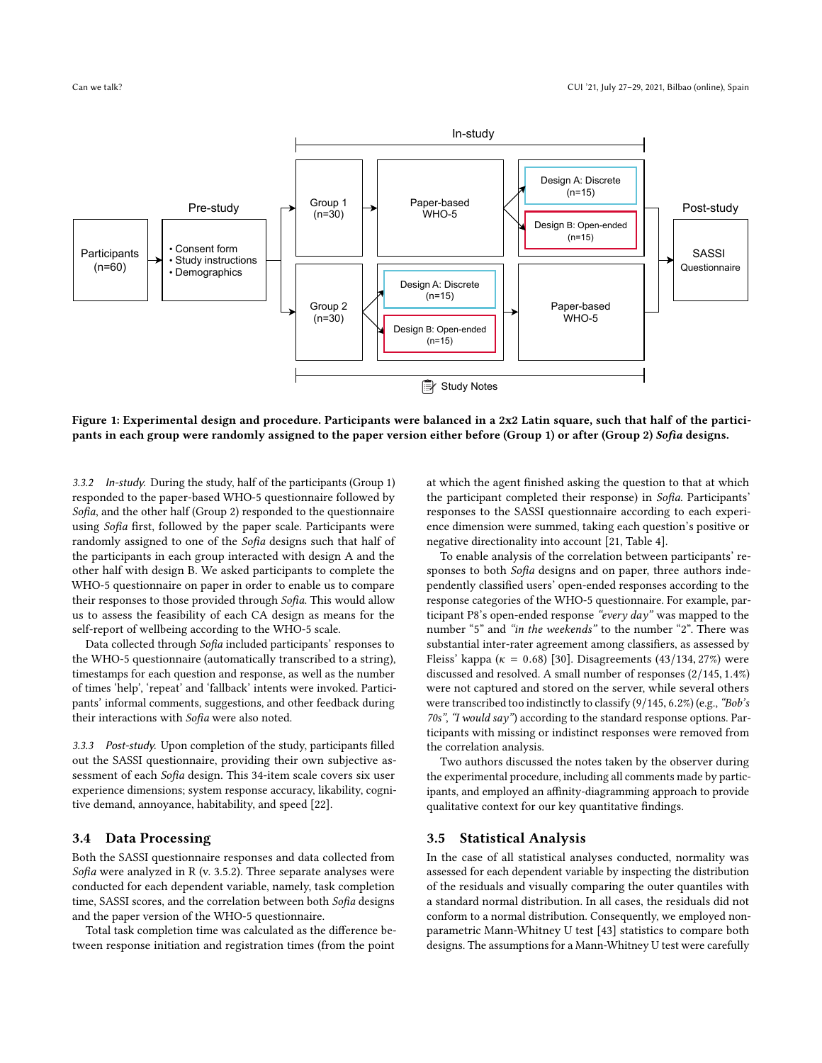Figure 1: Experimental design and procedure. Participants were balanced in a 2x2 Latin square, such that half of the participants in each group were randomly assigned to the paper version either before (Group 1) or after (Group 2) *Sofia* designs.

*3.3.2 In-study.* During the study, half of the participants (Group 1) responded to the paper-based WHO-5 questionnaire followed by *Sofia*, and the other half (Group 2) responded to the questionnaire using *Sofia* first, followed by the paper scale. Participants were randomly assigned to one of the *Sofia* designs such that half of the participants in each group interacted with design A and the other half with design B. We asked participants to complete the WHO-5 questionnaire on paper in order to enable us to compare their responses to those provided through *Sofia*. This would allow us to assess the feasibility of each CA design as means for the self-report of wellbeing according to the WHO-5 scale.

Data collected through *Sofia* included participants' responses to the WHO-5 questionnaire (automatically transcribed to a string), timestamps for each question and response, as well as the number of times 'help', 'repeat' and 'fallback' intents were invoked. Participants' informal comments, suggestions, and other feedback during their interactions with *Sofia* were also noted.

*3.3.3 Post-study.* Upon completion of the study, participants filled out the SASSI questionnaire, providing their own subjective assessment of each *Sofia* design. This 34-item scale covers six user experience dimensions; system response accuracy, likability, cognitive demand, annoyance, habitability, and speed [22].

### 3.4 Data Processing

Both the SASSI questionnaire responses and data collected from *Sofia* were analyzed in R (v. 3.5.2). Three separate analyses were conducted for each dependent variable, namely, task completion time, SASSI scores, and the correlation between both *Sofia* designs and the paper version of the WHO-5 questionnaire.

Total task completion time was calculated as the difference between response initiation and registration times (from the point at which the agent finished asking the question to that at which the participant completed their response) in *Sofia*. Participants' responses to the SASSI questionnaire according to each experience dimension were summed, taking each question's positive or negative directionality into account [21, Table 4].

To enable analysis of the correlation between participants' responses to both *Sofia* designs and on paper, three authors independently classified users' open-ended responses according to the response categories of the WHO-5 questionnaire. For example, participant P8's open-ended response *"every day"* was mapped to the number "5" and *"in the weekends"* to the number "2". There was substantial inter-rater agreement among classifiers, as assessed by Fleiss' kappa ($\kappa = 0.68$) [30]. Disagreements (43/134, 27%) were discussed and resolved. A small number of responses (2/145, 1.4%) were not captured and stored on the server, while several others were transcribed too indistinctly to classify (9/145, 6.2%) (e.g., *"Bob's 70s"*, *"I would say"*) according to the standard response options. Participants with missing or indistinct responses were removed from the correlation analysis.

Two authors discussed the notes taken by the observer during the experimental procedure, including all comments made by participants, and employed an affinity-diagramming approach to provide qualitative context for our key quantitative findings.

### 3.5 Statistical Analysis

In the case of all statistical analyses conducted, normality was assessed for each dependent variable by inspecting the distribution of the residuals and visually comparing the outer quantiles with a standard normal distribution. In all cases, the residuals did not conform to a normal distribution. Consequently, we employed non-parametric Mann-Whitney U test [43] statistics to compare both designs. The assumptions for a Mann-Whitney U test were carefully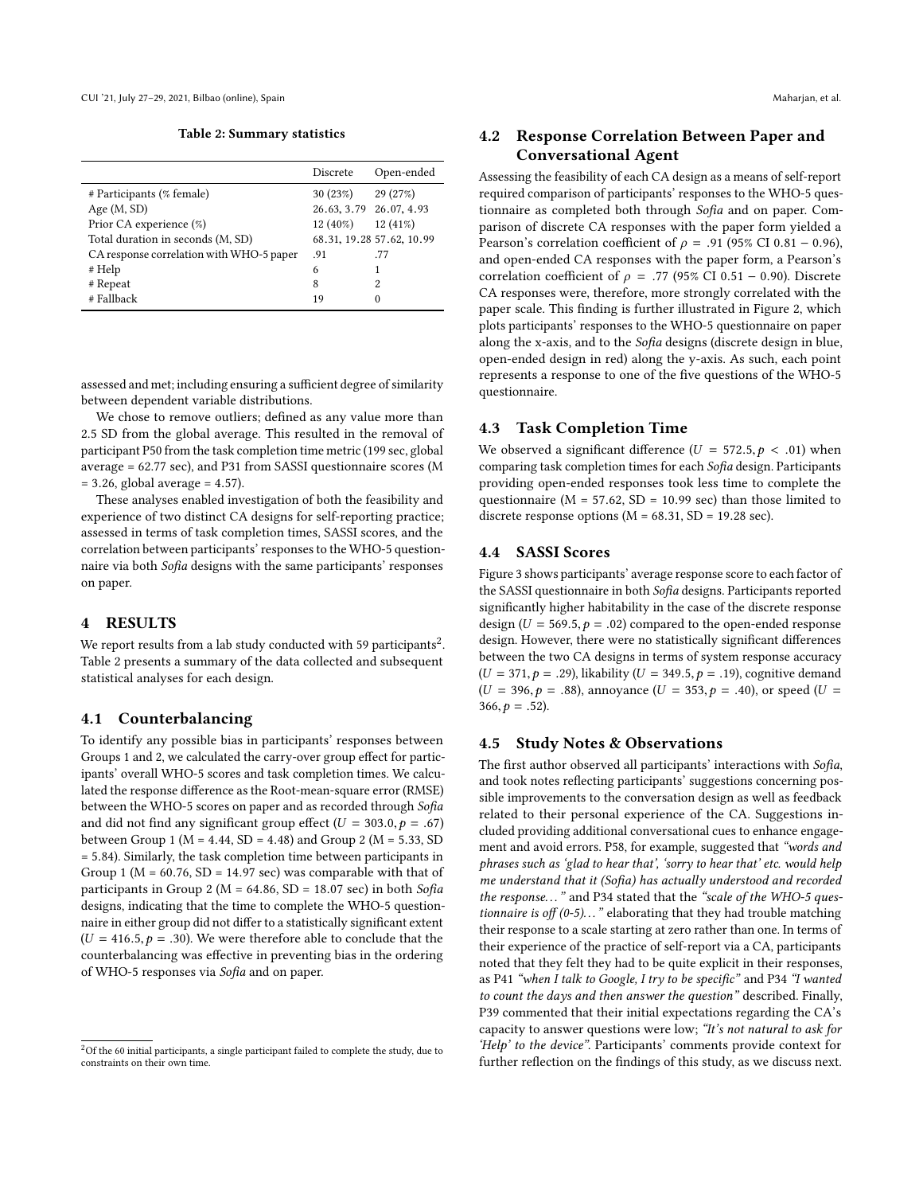**Table 2: Summary statistics**

| | Discrete | Open-ended |
|---|---|---|
| # Participants (% female) | 30 (23%) | 29 (27%) |
| Age (M, SD) | 26.63, 3.79 | 26.07, 4.93 |
| Prior CA experience (%) | 12 (40%) | 12 (41%) |
| Total duration in seconds (M, SD) | 68.31, 19.28 | 57.62, 10.99 |
| CA response correlation with WHO-5 paper | .91 | .77 |
| # Help | 6 | 1 |
| # Repeat | 8 | 2 |
| # Fallback | 19 | 0 |

assessed and met; including ensuring a sufficient degree of similarity between dependent variable distributions.

We chose to remove outliers; defined as any value more than 2.5 SD from the global average. This resulted in the removal of participant P50 from the task completion time metric (199 sec, global average = 62.77 sec), and P31 from SASSI questionnaire scores (M = 3.26, global average = 4.57).

These analyses enabled investigation of both the feasibility and experience of two distinct CA designs for self-reporting practice; assessed in terms of task completion times, SASSI scores, and the correlation between participants' responses to the WHO-5 questionnaire via both *Sofia* designs with the same participants' responses on paper.

## 4 RESULTS

We report results from a lab study conducted with 59 participants[2]. Table 2 presents a summary of the data collected and subsequent statistical analyses for each design.

### 4.1 Counterbalancing

To identify any possible bias in participants' responses between Groups 1 and 2, we calculated the carry-over group effect for participants' overall WHO-5 scores and task completion times. We calculated the response difference as the Root-mean-square error (RMSE) between the WHO-5 scores on paper and as recorded through *Sofia* and did not find any significant group effect ($U = 303.0, p = .67$) between Group 1 (M = 4.44, SD = 4.48) and Group 2 (M = 5.33, SD = 5.84). Similarly, the task completion time between participants in Group 1 (M = 60.76, SD = 14.97 sec) was comparable with that of participants in Group 2 (M = 64.86, SD = 18.07 sec) in both *Sofia* designs, indicating that the time to complete the WHO-5 questionnaire in either group did not differ to a statistically significant extent ($U = 416.5, p = .30$). We were therefore able to conclude that the counterbalancing was effective in preventing bias in the ordering of WHO-5 responses via *Sofia* and on paper.

[2] Of the 60 initial participants, a single participant failed to complete the study, due to constraints on their own time.

### 4.2 Response Correlation Between Paper and Conversational Agent

Assessing the feasibility of each CA design as a means of self-report required comparison of participants' responses to the WHO-5 questionnaire as completed both through *Sofia* and on paper. Comparison of discrete CA responses with the paper form yielded a Pearson's correlation coefficient of $\rho = .91$ (95% CI $0.81 - 0.96$), and open-ended CA responses with the paper form, a Pearson's correlation coefficient of $\rho = .77$ (95% CI $0.51 - 0.90$). Discrete CA responses were, therefore, more strongly correlated with the paper scale. This finding is further illustrated in Figure 2, which plots participants' responses to the WHO-5 questionnaire on paper along the x-axis, and to the *Sofia* designs (discrete design in blue, open-ended design in red) along the y-axis. As such, each point represents a response to one of the five questions of the WHO-5 questionnaire.

### 4.3 Task Completion Time

We observed a significant difference ($U = 572.5, p < .01$) when comparing task completion times for each *Sofia* design. Participants providing open-ended responses took less time to complete the questionnaire (M = 57.62, SD = 10.99 sec) than those limited to discrete response options (M = 68.31, SD = 19.28 sec).

### 4.4 SASSI Scores

Figure 3 shows participants' average response score to each factor of the SASSI questionnaire in both *Sofia* designs. Participants reported significantly higher habitability in the case of the discrete response design ($U = 569.5, p = .02$) compared to the open-ended response design. However, there were no statistically significant differences between the two CA designs in terms of system response accuracy ($U = 371, p = .29$), likability ($U = 349.5, p = .19$), cognitive demand ($U = 396, p = .88$), annoyance ($U = 353, p = .40$), or speed ($U = 366, p = .52$).

### 4.5 Study Notes & Observations

The first author observed all participants' interactions with *Sofia*, and took notes reflecting participants' suggestions concerning possible improvements to the conversation design as well as feedback related to their personal experience of the CA. Suggestions included providing additional conversational cues to enhance engagement and avoid errors. P58, for example, suggested that *"words and phrases such as 'glad to hear that', 'sorry to hear that' etc. would help me understand that it (Sofia) has actually understood and recorded the response. . . "* and P34 stated that the *"scale of the WHO-5 questionnaire is off (0-5). . . "* elaborating that they had trouble matching their response to a scale starting at zero rather than one. In terms of their experience of the practice of self-report via a CA, participants noted that they felt they had to be quite explicit in their responses, as P41 *"when I talk to Google, I try to be specific"* and P34 *"I wanted to count the days and then answer the question"* described. Finally, P39 commented that their initial expectations regarding the CA's capacity to answer questions were low; *"It's not natural to ask for 'Help' to the device"*. Participants' comments provide context for further reflection on the findings of this study, as we discuss next.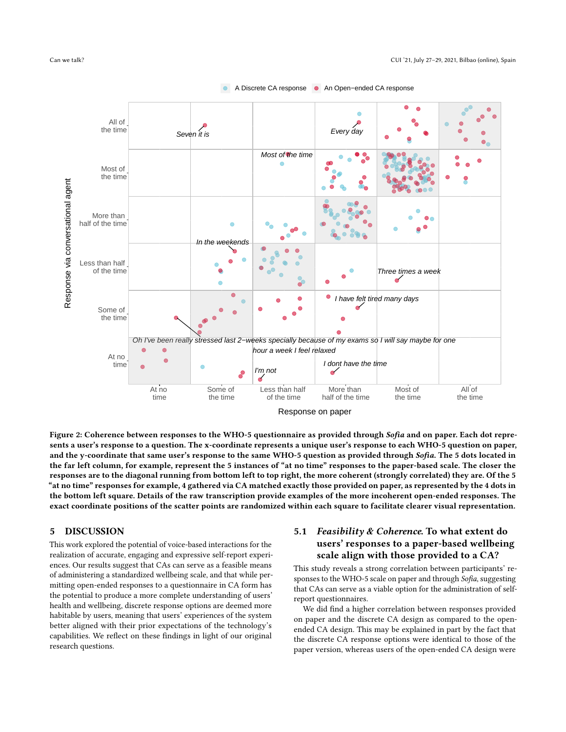Figure 2: Coherence between responses to the WHO-5 questionnaire as provided through *Sofia* and on paper. Each dot represents a user's response to a question. The x-coordinate represents a unique user's response to each WHO-5 question on paper, and the y-coordinate represents that same user's response to the same WHO-5 question as provided through *Sofia*. The 5 dots located in the far left column, for example, represent the 5 instances of "at no time" responses to the paper-based scale. The closer the responses are to the diagonal running from bottom left to top right, the more coherent (strongly correlated) they are. Of the 5 "at no time" responses for example, 4 gathered via CA matched exactly those provided on paper, as represented by the 4 dots in the bottom left square. Details of the raw transcription provide examples of the more incoherent open-ended responses. The exact coordinate positions of the scatter points are randomized within each square to facilitate clearer visual representation.

## 5 DISCUSSION

This work explored the potential of voice-based interactions for the realization of accurate, engaging and expressive self-report experiences. Our results suggest that CAs can serve as a feasible means of administering a standardized wellbeing scale, and that while permitting open-ended responses to a questionnaire in CA form has the potential to produce a more complete understanding of users' health and wellbeing, discrete response options are deemed more habitable by users, meaning that users' experiences of the system better aligned with their prior expectations of the technology's capabilities. We reflect on these findings in light of our original research questions.

### 5.1 *Feasibility & Coherence.* To what extent do users' responses to a paper-based wellbeing scale align with those provided to a CA?

This study reveals a strong correlation between participants' responses to the WHO-5 scale on paper and through *Sofia*, suggesting that CAs can serve as a viable option for the administration of self-report questionnaires.

We did find a higher correlation between responses provided on paper and the discrete CA design as compared to the open-ended CA design. This may be explained in part by the fact that the discrete CA response options were identical to those of the paper version, whereas users of the open-ended CA design were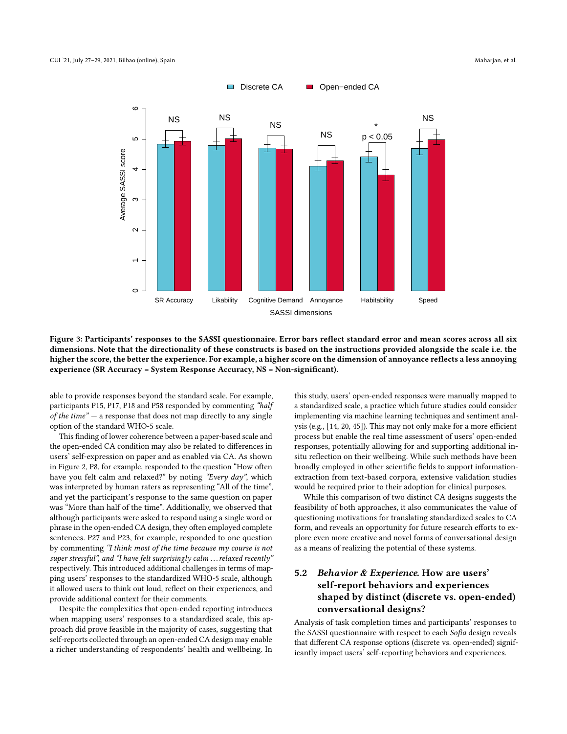Figure 3: Participants' responses to the SASSI questionnaire. Error bars reflect standard error and mean scores across all six dimensions. Note that the directionality of these constructs is based on the instructions provided alongside the scale i.e. the higher the score, the better the experience. For example, a higher score on the dimension of annoyance reflects a less annoying experience (SR Accuracy = System Response Accuracy, NS = Non-significant).

able to provide responses beyond the standard scale. For example, participants P15, P17, P18 and P58 responded by commenting *"half of the time"* — a response that does not map directly to any single option of the standard WHO-5 scale.

This finding of lower coherence between a paper-based scale and the open-ended CA condition may also be related to differences in users' self-expression on paper and as enabled via CA. As shown in Figure 2, P8, for example, responded to the question "How often have you felt calm and relaxed?" by noting *"Every day"*, which was interpreted by human raters as representing "All of the time", and yet the participant's response to the same question on paper was "More than half of the time". Additionally, we observed that although participants were asked to respond using a single word or phrase in the open-ended CA design, they often employed complete sentences. P27 and P23, for example, responded to one question by commenting *"I think most of the time because my course is not super stressful"*, and *"I have felt surprisingly calm . . . relaxed recently"* respectively. This introduced additional challenges in terms of mapping users' responses to the standardized WHO-5 scale, although it allowed users to think out loud, reflect on their experiences, and provide additional context for their comments.

Despite the complexities that open-ended reporting introduces when mapping users' responses to a standardized scale, this approach did prove feasible in the majority of cases, suggesting that self-reports collected through an open-ended CA design may enable a richer understanding of respondents' health and wellbeing. In this study, users' open-ended responses were manually mapped to a standardized scale, a practice which future studies could consider implementing via machine learning techniques and sentiment analysis (e.g., [14, 20, 45]). This may not only make for a more efficient process but enable the real time assessment of users' open-ended responses, potentially allowing for and supporting additional in-situ reflection on their wellbeing. While such methods have been broadly employed in other scientific fields to support information-extraction from text-based corpora, extensive validation studies would be required prior to their adoption for clinical purposes.

While this comparison of two distinct CA designs suggests the feasibility of both approaches, it also communicates the value of questioning motivations for translating standardized scales to CA form, and reveals an opportunity for future research efforts to explore even more creative and novel forms of conversational design as a means of realizing the potential of these systems.

## 5.2 *Behavior & Experience*. How are users' self-report behaviors and experiences shaped by distinct (discrete vs. open-ended) conversational designs?

Analysis of task completion times and participants' responses to the SASSI questionnaire with respect to each *Sofia* design reveals that different CA response options (discrete vs. open-ended) significantly impact users' self-reporting behaviors and experiences.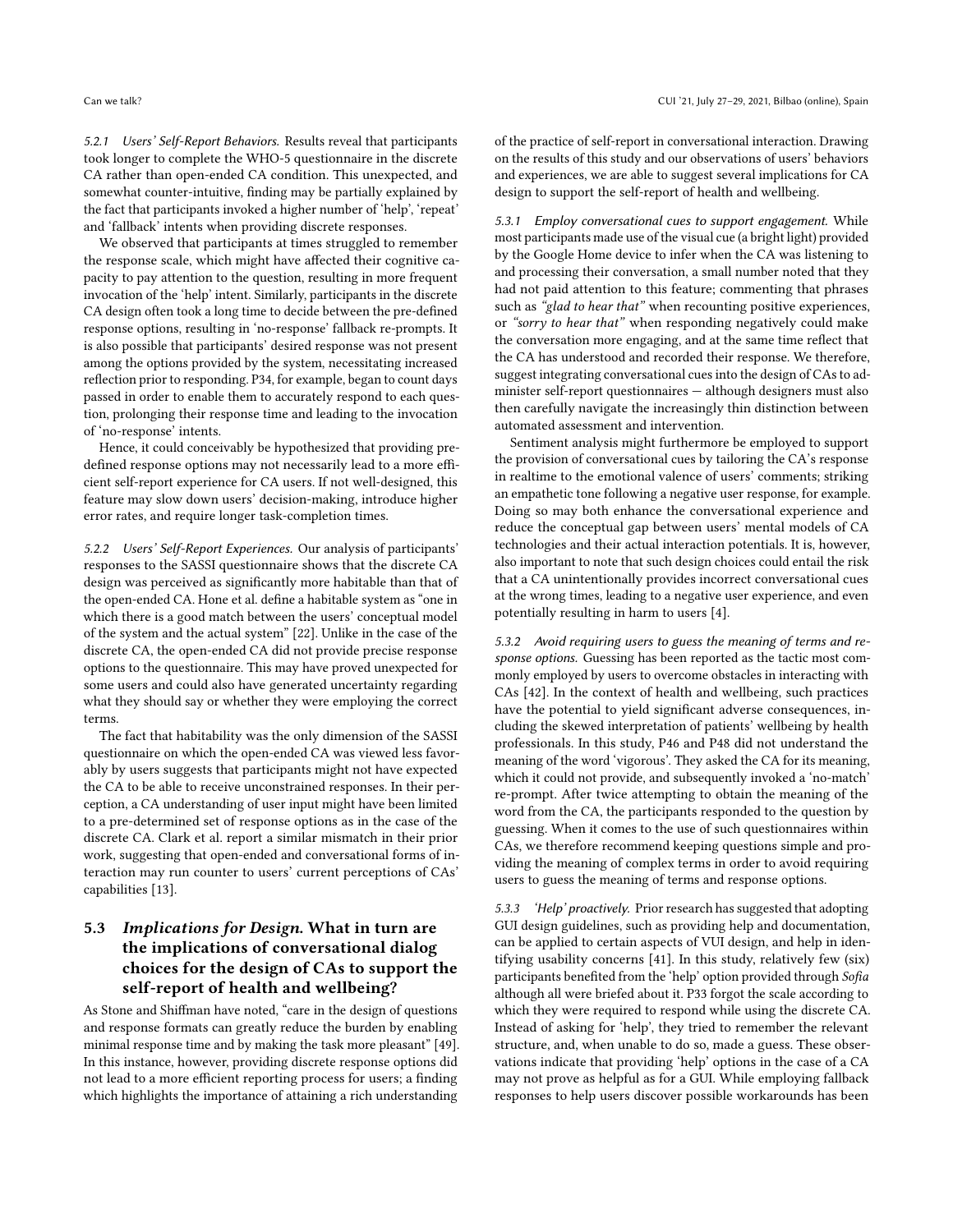#### 5.2.1 Users' Self-Report Behaviors.

Results reveal that participants took longer to complete the WHO-5 questionnaire in the discrete CA rather than open-ended CA condition. This unexpected, and somewhat counter-intuitive, finding may be partially explained by the fact that participants invoked a higher number of 'help', 'repeat' and 'fallback' intents when providing discrete responses.

We observed that participants at times struggled to remember the response scale, which might have affected their cognitive capacity to pay attention to the question, resulting in more frequent invocation of the 'help' intent. Similarly, participants in the discrete CA design often took a long time to decide between the pre-defined response options, resulting in 'no-response' fallback re-prompts. It is also possible that participants' desired response was not present among the options provided by the system, necessitating increased reflection prior to responding. P34, for example, began to count days passed in order to enable them to accurately respond to each question, prolonging their response time and leading to the invocation of 'no-response' intents.

Hence, it could conceivably be hypothesized that providing pre-defined response options may not necessarily lead to a more efficient self-report experience for CA users. If not well-designed, this feature may slow down users' decision-making, introduce higher error rates, and require longer task-completion times.

#### 5.2.2 Users' Self-Report Experiences.

Our analysis of participants' responses to the SASSI questionnaire shows that the discrete CA design was perceived as significantly more habitable than that of the open-ended CA. Hone et al. define a habitable system as "one in which there is a good match between the users' conceptual model of the system and the actual system" [22]. Unlike in the case of the discrete CA, the open-ended CA did not provide precise response options to the questionnaire. This may have proved unexpected for some users and could also have generated uncertainty regarding what they should say or whether they were employing the correct terms.

The fact that habitability was the only dimension of the SASSI questionnaire on which the open-ended CA was viewed less favorably by users suggests that participants might not have expected the CA to be able to receive unconstrained responses. In their perception, a CA understanding of user input might have been limited to a pre-determined set of response options as in the case of the discrete CA. Clark et al. report a similar mismatch in their prior work, suggesting that open-ended and conversational forms of interaction may run counter to users' current perceptions of CAs' capabilities [13].

### 5.3 *Implications for Design.* What in turn are the implications of conversational dialog choices for the design of CAs to support the self-report of health and wellbeing?

As Stone and Shiffman have noted, "care in the design of questions and response formats can greatly reduce the burden by enabling minimal response time and by making the task more pleasant" [49]. In this instance, however, providing discrete response options did not lead to a more efficient reporting process for users; a finding which highlights the importance of attaining a rich understanding of the practice of self-report in conversational interaction. Drawing on the results of this study and our observations of users' behaviors and experiences, we are able to suggest several implications for CA design to support the self-report of health and wellbeing.

#### 5.3.1 Employ conversational cues to support engagement.

While most participants made use of the visual cue (a bright light) provided by the Google Home device to infer when the CA was listening to and processing their conversation, a small number noted that they had not paid attention to this feature; commenting that phrases such as *"glad to hear that"* when recounting positive experiences, or *"sorry to hear that"* when responding negatively could make the conversation more engaging, and at the same time reflect that the CA has understood and recorded their response. We therefore, suggest integrating conversational cues into the design of CAs to administer self-report questionnaires — although designers must also then carefully navigate the increasingly thin distinction between automated assessment and intervention.

Sentiment analysis might furthermore be employed to support the provision of conversational cues by tailoring the CA's response in realtime to the emotional valence of users' comments; striking an empathetic tone following a negative user response, for example. Doing so may both enhance the conversational experience and reduce the conceptual gap between users' mental models of CA technologies and their actual interaction potentials. It is, however, also important to note that such design choices could entail the risk that a CA unintentionally provides incorrect conversational cues at the wrong times, leading to a negative user experience, and even potentially resulting in harm to users [4].

#### 5.3.2 Avoid requiring users to guess the meaning of terms and response options.

Guessing has been reported as the tactic most commonly employed by users to overcome obstacles in interacting with CAs [42]. In the context of health and wellbeing, such practices have the potential to yield significant adverse consequences, including the skewed interpretation of patients' wellbeing by health professionals. In this study, P46 and P48 did not understand the meaning of the word 'vigorous'. They asked the CA for its meaning, which it could not provide, and subsequently invoked a 'no-match' re-prompt. After twice attempting to obtain the meaning of the word from the CA, the participants responded to the question by guessing. When it comes to the use of such questionnaires within CAs, we therefore recommend keeping questions simple and providing the meaning of complex terms in order to avoid requiring users to guess the meaning of terms and response options.

#### 5.3.3 'Help' proactively.

Prior research has suggested that adopting GUI design guidelines, such as providing help and documentation, can be applied to certain aspects of VUI design, and help in identifying usability concerns [41]. In this study, relatively few (six) participants benefited from the 'help' option provided through *Sofia* although all were briefed about it. P33 forgot the scale according to which they were required to respond while using the discrete CA. Instead of asking for 'help', they tried to remember the relevant structure, and, when unable to do so, made a guess. These observations indicate that providing 'help' options in the case of a CA may not prove as helpful as for a GUI. While employing fallback responses to help users discover possible workarounds has been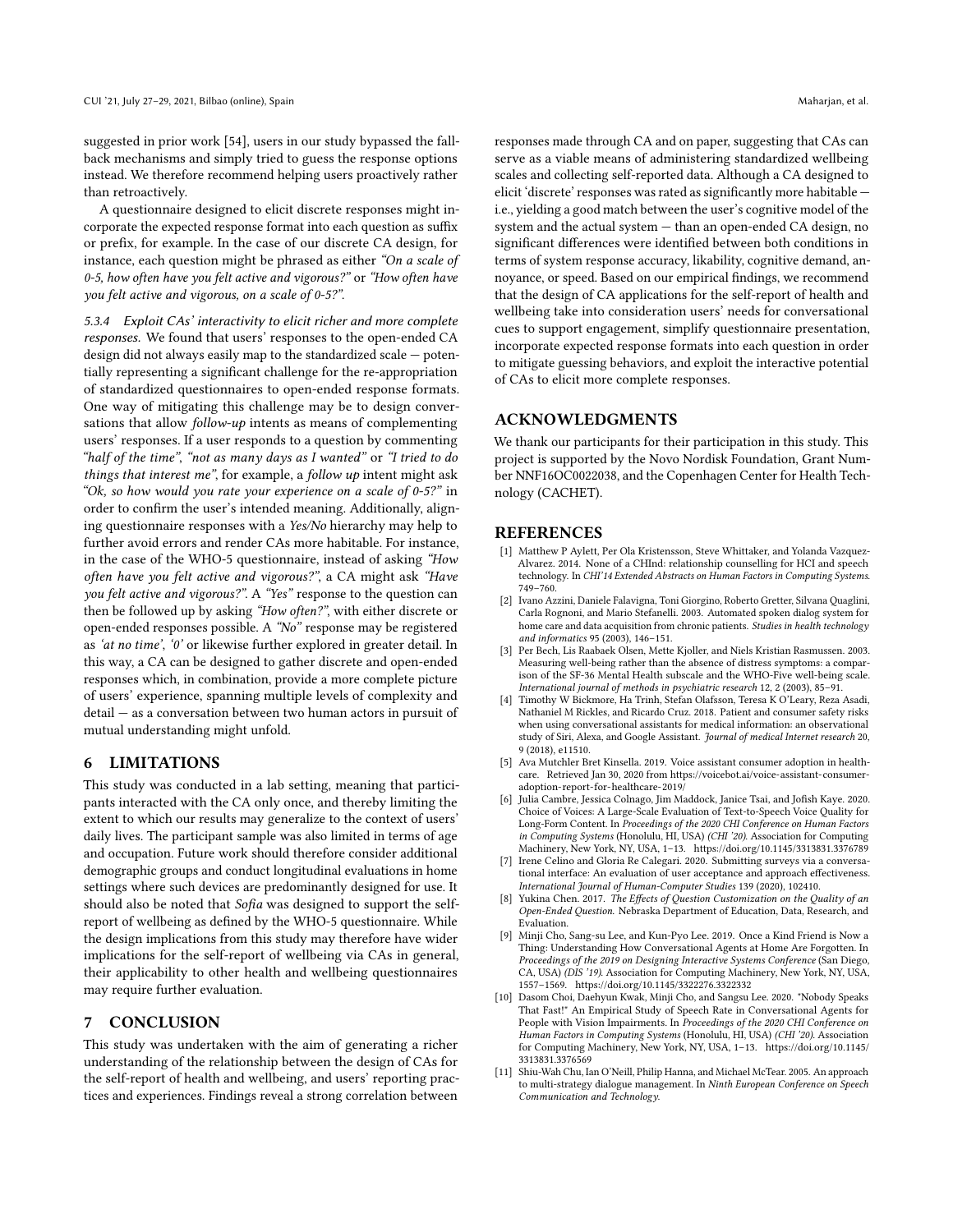suggested in prior work [54], users in our study bypassed the fallback mechanisms and simply tried to guess the response options instead. We therefore recommend helping users proactively rather than retroactively.

A questionnaire designed to elicit discrete responses might incorporate the expected response format into each question as suffix or prefix, for example. In the case of our discrete CA design, for instance, each question might be phrased as either *"On a scale of 0-5, how often have you felt active and vigorous?"* or *"How often have you felt active and vigorous, on a scale of 0-5?"*.

*5.3.4 Exploit CAs' interactivity to elicit richer and more complete responses.* We found that users' responses to the open-ended CA design did not always easily map to the standardized scale — potentially representing a significant challenge for the re-appropriation of standardized questionnaires to open-ended response formats. One way of mitigating this challenge may be to design conversations that allow *follow-up* intents as means of complementing users' responses. If a user responds to a question by commenting *"half of the time"*, *"not as many days as I wanted"* or *"I tried to do things that interest me"*, for example, a *follow up* intent might ask *"Ok, so how would you rate your experience on a scale of 0-5?"* in order to confirm the user's intended meaning. Additionally, aligning questionnaire responses with a *Yes/No* hierarchy may help to further avoid errors and render CAs more habitable. For instance, in the case of the WHO-5 questionnaire, instead of asking *"How often have you felt active and vigorous?"*, a CA might ask *"Have you felt active and vigorous?"*. A *"Yes"* response to the question can then be followed up by asking *"How often?"*, with either discrete or open-ended responses possible. A *"No"* response may be registered as *'at no time'*, *'0'* or likewise further explored in greater detail. In this way, a CA can be designed to gather discrete and open-ended responses which, in combination, provide a more complete picture of users' experience, spanning multiple levels of complexity and detail — as a conversation between two human actors in pursuit of mutual understanding might unfold.

## 6 LIMITATIONS

This study was conducted in a lab setting, meaning that participants interacted with the CA only once, and thereby limiting the extent to which our results may generalize to the context of users' daily lives. The participant sample was also limited in terms of age and occupation. Future work should therefore consider additional demographic groups and conduct longitudinal evaluations in home settings where such devices are predominantly designed for use. It should also be noted that *Sofia* was designed to support the self-report of wellbeing as defined by the WHO-5 questionnaire. While the design implications from this study may therefore have wider implications for the self-report of wellbeing via CAs in general, their applicability to other health and wellbeing questionnaires may require further evaluation.

## 7 CONCLUSION

This study was undertaken with the aim of generating a richer understanding of the relationship between the design of CAs for the self-report of health and wellbeing, and users' reporting practices and experiences. Findings reveal a strong correlation between responses made through CA and on paper, suggesting that CAs can serve as a viable means of administering standardized wellbeing scales and collecting self-reported data. Although a CA designed to elicit 'discrete' responses was rated as significantly more habitable — i.e., yielding a good match between the user's cognitive model of the system and the actual system — than an open-ended CA design, no significant differences were identified between both conditions in terms of system response accuracy, likability, cognitive demand, annoyance, or speed. Based on our empirical findings, we recommend that the design of CA applications for the self-report of health and wellbeing take into consideration users' needs for conversational cues to support engagement, simplify questionnaire presentation, incorporate expected response formats into each question in order to mitigate guessing behaviors, and exploit the interactive potential of CAs to elicit more complete responses.

## ACKNOWLEDGMENTS

We thank our participants for their participation in this study. This project is supported by the Novo Nordisk Foundation, Grant Number NNF16OC0022038, and the Copenhagen Center for Health Technology (CACHET).

## REFERENCES

- [1] Matthew P Aylett, Per Ola Kristensson, Steve Whittaker, and Yolanda Vazquez-Alvarez. 2014. None of a CHInd: relationship counselling for HCI and speech technology. In *CHI'14 Extended Abstracts on Human Factors in Computing Systems*. 749–760.
- [2] Ivano Azzini, Daniele Falavigna, Toni Giorgino, Roberto Gretter, Silvana Quaglini, Carla Rognoni, and Mario Stefanelli. 2003. Automated spoken dialog system for home care and data acquisition from chronic patients. *Studies in health technology and informatics* 95 (2003), 146–151.
- [3] Per Bech, Lis Raabaek Olsen, Mette Kjoller, and Niels Kristian Rasmussen. 2003. Measuring well-being rather than the absence of distress symptoms: a comparison of the SF-36 Mental Health subscale and the WHO-Five well-being scale. *International journal of methods in psychiatric research* 12, 2 (2003), 85–91.
- [4] Timothy W Bickmore, Ha Trinh, Stefan Olafsson, Teresa K O'Leary, Reza Asadi, Nathaniel M Rickles, and Ricardo Cruz. 2018. Patient and consumer safety risks when using conversational assistants for medical information: an observational study of Siri, Alexa, and Google Assistant. *Journal of medical Internet research* 20, 9 (2018), e11510.
- [5] Ava Mutchler Bret Kinsella. 2019. Voice assistant consumer adoption in healthcare. Retrieved Jan 30, 2020 from https://voicebot.ai/voice-assistant-consumer-adoption-report-for-healthcare-2019/
- [6] Julia Cambre, Jessica Colnago, Jim Maddock, Janice Tsai, and Jofish Kaye. 2020. Choice of Voices: A Large-Scale Evaluation of Text-to-Speech Voice Quality for Long-Form Content. In *Proceedings of the 2020 CHI Conference on Human Factors in Computing Systems* (Honolulu, HI, USA) *(CHI '20)*. Association for Computing Machinery, New York, NY, USA, 1–13. https://doi.org/10.1145/3313831.3376789
- [7] Irene Celino and Gloria Re Calegari. 2020. Submitting surveys via a conversational interface: An evaluation of user acceptance and approach effectiveness. *International Journal of Human-Computer Studies* 139 (2020), 102410.
- [8] Yukina Chen. 2017. *The Effects of Question Customization on the Quality of an Open-Ended Question.* Nebraska Department of Education, Data, Research, and Evaluation.
- [9] Minji Cho, Sang-su Lee, and Kun-Pyo Lee. 2019. Once a Kind Friend is Now a Thing: Understanding How Conversational Agents at Home Are Forgotten. In *Proceedings of the 2019 on Designing Interactive Systems Conference* (San Diego, CA, USA) *(DIS '19)*. Association for Computing Machinery, New York, NY, USA, 1557–1569. https://doi.org/10.1145/3322276.3322332
- [10] Dasom Choi, Daehyun Kwak, Minji Cho, and Sangsu Lee. 2020. "Nobody Speaks That Fast!" An Empirical Study of Speech Rate in Conversational Agents for People with Vision Impairments. In *Proceedings of the 2020 CHI Conference on Human Factors in Computing Systems* (Honolulu, HI, USA) *(CHI '20)*. Association for Computing Machinery, New York, NY, USA, 1–13. https://doi.org/10.1145/3313831.3376569
- [11] Shiu-Wah Chu, Ian O'Neill, Philip Hanna, and Michael McTear. 2005. An approach to multi-strategy dialogue management. In *Ninth European Conference on Speech Communication and Technology*.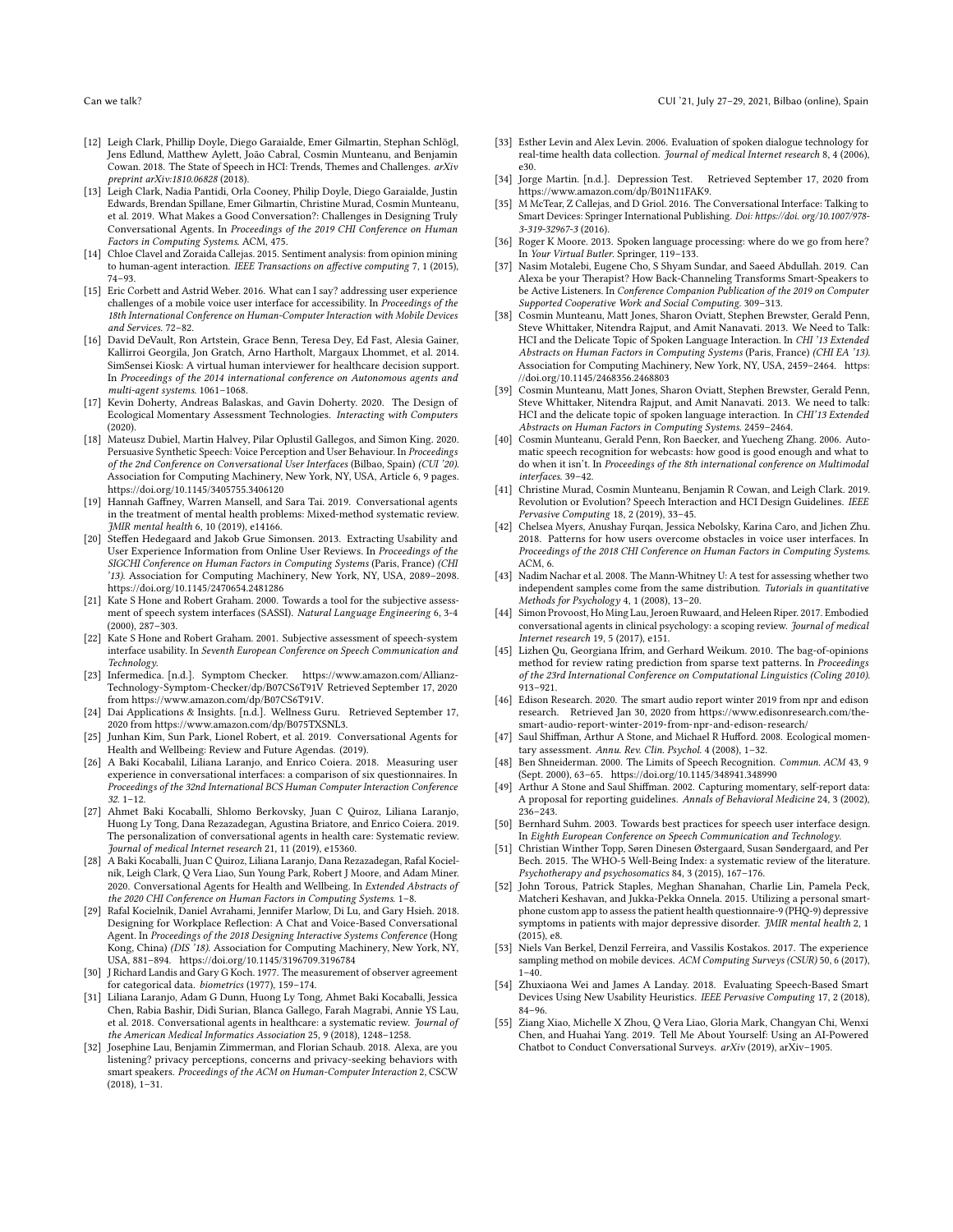[12] Leigh Clark, Phillip Doyle, Diego Garaialde, Emer Gilmartin, Stephan Schlögl, Jens Edlund, Matthew Aylett, João Cabral, Cosmin Munteanu, and Benjamin Cowan. 2018. The State of Speech in HCI: Trends, Themes and Challenges. *arXiv preprint arXiv:1810.06828* (2018).

[13] Leigh Clark, Nadia Pantidi, Orla Cooney, Philip Doyle, Diego Garaialde, Justin Edwards, Brendan Spillane, Emer Gilmartin, Christine Murad, Cosmin Munteanu, et al. 2019. What Makes a Good Conversation?: Challenges in Designing Truly Conversational Agents. In *Proceedings of the 2019 CHI Conference on Human Factors in Computing Systems*. ACM, 475.

[14] Chloe Clavel and Zoraida Callejas. 2015. Sentiment analysis: from opinion mining to human-agent interaction. *IEEE Transactions on affective computing* 7, 1 (2015), 74–93.

[15] Eric Corbett and Astrid Weber. 2016. What can I say? addressing user experience challenges of a mobile voice user interface for accessibility. In *Proceedings of the 18th International Conference on Human-Computer Interaction with Mobile Devices and Services*. 72–82.

[16] David DeVault, Ron Artstein, Grace Benn, Teresa Dey, Ed Fast, Alesia Gainer, Kallirroi Georgila, Jon Gratch, Arno Hartholt, Margaux Lhommet, et al. 2014. SimSensei Kiosk: A virtual human interviewer for healthcare decision support. In *Proceedings of the 2014 international conference on Autonomous agents and multi-agent systems*. 1061–1068.

[17] Kevin Doherty, Andreas Balaskas, and Gavin Doherty. 2020. The Design of Ecological Momentary Assessment Technologies. *Interacting with Computers* (2020).

[18] Mateusz Dubiel, Martin Halvey, Pilar Oplustil Gallegos, and Simon King. 2020. Persuasive Synthetic Speech: Voice Perception and User Behaviour. In *Proceedings of the 2nd Conference on Conversational User Interfaces* (Bilbao, Spain) *(CUI '20)*. Association for Computing Machinery, New York, NY, USA, Article 6, 9 pages. https://doi.org/10.1145/3405755.3406120

[19] Hannah Gaffney, Warren Mansell, and Sara Tai. 2019. Conversational agents in the treatment of mental health problems: Mixed-method systematic review. *JMIR mental health* 6, 10 (2019), e14166.

[20] Steffen Hedegaard and Jakob Grue Simonsen. 2013. Extracting Usability and User Experience Information from Online User Reviews. In *Proceedings of the SIGCHI Conference on Human Factors in Computing Systems* (Paris, France) *(CHI '13)*. Association for Computing Machinery, New York, NY, USA, 2089–2098. https://doi.org/10.1145/2470654.2481286

[21] Kate S Hone and Robert Graham. 2000. Towards a tool for the subjective assessment of speech system interfaces (SASSI). *Natural Language Engineering* 6, 3-4 (2000), 287–303.

[22] Kate S Hone and Robert Graham. 2001. Subjective assessment of speech-system interface usability. In *Seventh European Conference on Speech Communication and Technology*.

[23] Infermedica. [n.d.]. Symptom Checker. https://www.amazon.com/Allianz-Technology-Symptom-Checker/dp/B07CS6T91V Retrieved September 17, 2020 from https://www.amazon.com/dp/B07CS6T91V.

[24] Dai Applications & Insights. [n.d.]. Wellness Guru. Retrieved September 17, 2020 from https://www.amazon.com/dp/B075TXSNL3.

[25] Junhan Kim, Sun Park, Lionel Robert, et al. 2019. Conversational Agents for Health and Wellbeing: Review and Future Agendas. (2019).

[26] A Baki Kocabalil, Liliana Laranjo, and Enrico Coiera. 2018. Measuring user experience in conversational interfaces: a comparison of six questionnaires. In *Proceedings of the 32nd International BCS Human Computer Interaction Conference 32*. 1–12.

[27] Ahmet Baki Kocaballi, Shlomo Berkovsky, Juan C Quiroz, Liliana Laranjo, Huong Ly Tong, Dana Rezazadegan, Agustina Briatore, and Enrico Coiera. 2019. The personalization of conversational agents in health care: Systematic review. *Journal of medical Internet research* 21, 11 (2019), e15360.

[28] A Baki Kocaballi, Juan C Quiroz, Liliana Laranjo, Dana Rezazadegan, Rafal Kocielnik, Leigh Clark, Q Vera Liao, Sun Young Park, Robert J Moore, and Adam Miner. 2020. Conversational Agents for Health and Wellbeing. In *Extended Abstracts of the 2020 CHI Conference on Human Factors in Computing Systems*. 1–8.

[29] Rafal Kocielnik, Daniel Avrahami, Jennifer Marlow, Di Lu, and Gary Hsieh. 2018. Designing for Workplace Reflection: A Chat and Voice-Based Conversational Agent. In *Proceedings of the 2018 Designing Interactive Systems Conference* (Hong Kong, China) *(DIS '18)*. Association for Computing Machinery, New York, NY, USA, 881–894. https://doi.org/10.1145/3196709.3196784

[30] J Richard Landis and Gary G Koch. 1977. The measurement of observer agreement for categorical data. *biometrics* (1977), 159–174.

[31] Liliana Laranjo, Adam G Dunn, Huong Ly Tong, Ahmet Baki Kocaballi, Jessica Chen, Rabia Bashir, Didi Surian, Blanca Gallego, Farah Magrabi, Annie YS Lau, et al. 2018. Conversational agents in healthcare: a systematic review. *Journal of the American Medical Informatics Association* 25, 9 (2018), 1248–1258.

[32] Josephine Lau, Benjamin Zimmerman, and Florian Schaub. 2018. Alexa, are you listening? privacy perceptions, concerns and privacy-seeking behaviors with smart speakers. *Proceedings of the ACM on Human-Computer Interaction* 2, CSCW (2018), 1–31.

[33] Esther Levin and Alex Levin. 2006. Evaluation of spoken dialogue technology for real-time health data collection. *Journal of medical Internet research* 8, 4 (2006), e30.

[34] Jorge Martin. [n.d.]. Depression Test. Retrieved September 17, 2020 from https://www.amazon.com/dp/B01N11FAK9.

[35] M McTear, Z Callejas, and D Griol. 2016. The Conversational Interface: Talking to Smart Devices: Springer International Publishing. *Doi: https://doi. org/10.1007/978-3-319-32967-3* (2016).

[36] Roger K Moore. 2013. Spoken language processing: where do we go from here? In *Your Virtual Butler*. Springer, 119–133.

[37] Nasim Motalebi, Eugene Cho, S Shyam Sundar, and Saeed Abdullah. 2019. Can Alexa be your Therapist? How Back-Channeling Transforms Smart-Speakers to be Active Listeners. In *Conference Companion Publication of the 2019 on Computer Supported Cooperative Work and Social Computing*. 309–313.

[38] Cosmin Munteanu, Matt Jones, Sharon Oviatt, Stephen Brewster, Gerald Penn, Steve Whittaker, Nitendra Rajput, and Amit Nanavati. 2013. We Need to Talk: HCI and the Delicate Topic of Spoken Language Interaction. In *CHI '13 Extended Abstracts on Human Factors in Computing Systems* (Paris, France) *(CHI EA '13)*. Association for Computing Machinery, New York, NY, USA, 2459–2464. https://doi.org/10.1145/2468356.2468803

[39] Cosmin Munteanu, Matt Jones, Sharon Oviatt, Stephen Brewster, Gerald Penn, Steve Whittaker, Nitendra Rajput, and Amit Nanavati. 2013. We need to talk: HCI and the delicate topic of spoken language interaction. In *CHI'13 Extended Abstracts on Human Factors in Computing Systems*. 2459–2464.

[40] Cosmin Munteanu, Gerald Penn, Ron Baecker, and Yuecheng Zhang. 2006. Automatic speech recognition for webcasts: how good is good enough and what to do when it isn't. In *Proceedings of the 8th international conference on Multimodal interfaces*. 39–42.

[41] Christine Murad, Cosmin Munteanu, Benjamin R Cowan, and Leigh Clark. 2019. Revolution or Evolution? Speech Interaction and HCI Design Guidelines. *IEEE Pervasive Computing* 18, 2 (2019), 33–45.

[42] Chelsea Myers, Anushay Furqan, Jessica Nebolsky, Karina Caro, and Jichen Zhu. 2018. Patterns for how users overcome obstacles in voice user interfaces. In *Proceedings of the 2018 CHI Conference on Human Factors in Computing Systems*. ACM, 6.

[43] Nadim Nachar et al. 2008. The Mann-Whitney U: A test for assessing whether two independent samples come from the same distribution. *Tutorials in quantitative Methods for Psychology* 4, 1 (2008), 13–20.

[44] Simon Provoost, Ho Ming Lau, Jeroen Ruwaard, and Heleen Riper. 2017. Embodied conversational agents in clinical psychology: a scoping review. *Journal of medical Internet research* 19, 5 (2017), e151.

[45] Lizhen Qu, Georgiana Ifrim, and Gerhard Weikum. 2010. The bag-of-opinions method for review rating prediction from sparse text patterns. In *Proceedings of the 23rd International Conference on Computational Linguistics (Coling 2010)*. 913–921.

[46] Edison Research. 2020. The smart audio report winter 2019 from npr and edison research. Retrieved Jan 30, 2020 from https://www.edisonresearch.com/the-smart-audio-report-winter-2019-from-npr-and-edison-research/

[47] Saul Shiffman, Arthur A Stone, and Michael R Hufford. 2008. Ecological momentary assessment. *Annu. Rev. Clin. Psychol.* 4 (2008), 1–32.

[48] Ben Shneiderman. 2000. The Limits of Speech Recognition. *Commun. ACM* 43, 9 (Sept. 2000), 63–65. https://doi.org/10.1145/348941.348990

[49] Arthur A Stone and Saul Shiffman. 2002. Capturing momentary, self-report data: A proposal for reporting guidelines. *Annals of Behavioral Medicine* 24, 3 (2002), 236–243.

[50] Bernhard Suhm. 2003. Towards best practices for speech user interface design. In *Eighth European Conference on Speech Communication and Technology*.

[51] Christian Winther Topp, Søren Dinesen Østergaard, Susan Søndergaard, and Per Bech. 2015. The WHO-5 Well-Being Index: a systematic review of the literature. *Psychotherapy and psychosomatics* 84, 3 (2015), 167–176.

[52] John Torous, Patrick Staples, Meghan Shanahan, Charlie Lin, Pamela Peck, Matcheri Keshavan, and Jukka-Pekka Onnela. 2015. Utilizing a personal smartphone custom app to assess the patient health questionnaire-9 (PHQ-9) depressive symptoms in patients with major depressive disorder. *JMIR mental health* 2, 1 (2015), e8.

[53] Niels Van Berkel, Denzil Ferreira, and Vassilis Kostakos. 2017. The experience sampling method on mobile devices. *ACM Computing Surveys (CSUR)* 50, 6 (2017), 1–40.

[54] Zhuxiaona Wei and James A Landay. 2018. Evaluating Speech-Based Smart Devices Using New Usability Heuristics. *IEEE Pervasive Computing* 17, 2 (2018), 84–96.

[55] Ziang Xiao, Michelle X Zhou, Q Vera Liao, Gloria Mark, Changyan Chi, Wenxi Chen, and Huahai Yang. 2019. Tell Me About Yourself: Using an AI-Powered Chatbot to Conduct Conversational Surveys. *arXiv* (2019), arXiv–1905.